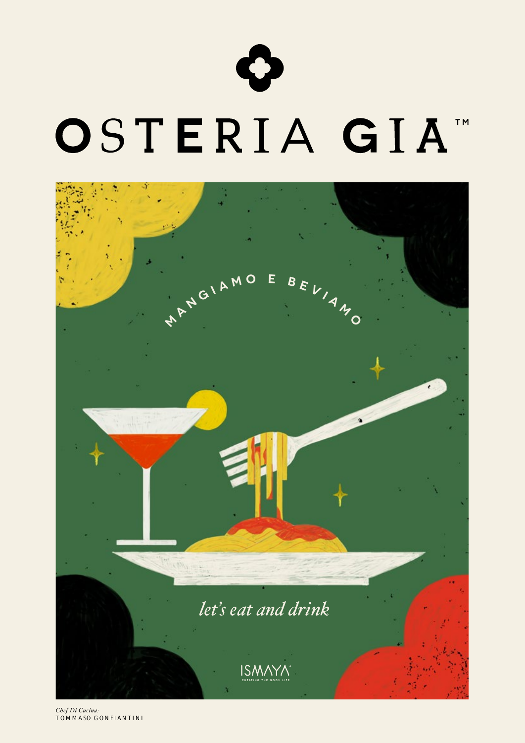# OSTERIA GIA™

MANGIAMO E BEVIAMO

*let's eat and drink*

ISMAYA
CREATING THE GOOD LIFE

*Chef Di Cucina:*
TOMMASO GONFIANTINI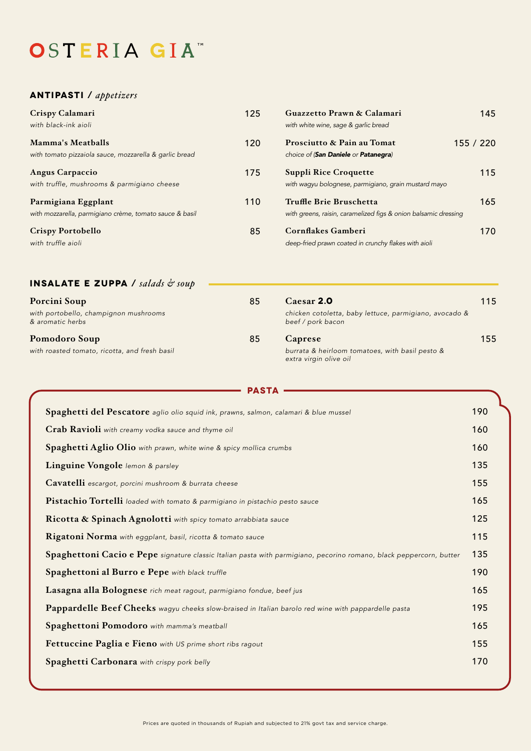# OSTERIA GIA™

## ANTIPASTI / *appetizers*

**Crispy Calamari** — 125
*with black-ink aioli*

**Mamma's Meatballs** — 120
*with tomato pizzaiola sauce, mozzarella & garlic bread*

**Angus Carpaccio** — 175
*with truffle, mushrooms & parmigiano cheese*

**Parmigiana Eggplant** — 110
*with mozzarella, parmigiano crème, tomato sauce & basil*

**Crispy Portobello** — 85
*with truffle aioli*

**Guazzetto Prawn & Calamari** — 145
*with white wine, sage & garlic bread*

**Prosciutto & Pain au Tomat** — 155 / 220
*choice of (**San Daniele** or **Patanegra**)*

**Suppli Rice Croquette** — 115
*with wagyu bolognese, parmigiano, grain mustard mayo*

**Truffle Brie Bruschetta** — 165
*with greens, raisin, caramelized figs & onion balsamic dressing*

**Cornflakes Gamberi** — 170
*deep-fried prawn coated in crunchy flakes with aioli*

## INSALATE E ZUPPA / *salads & soup*

**Porcini Soup** — 85
*with portobello, champignon mushrooms & aromatic herbs*

**Pomodoro Soup** — 85
*with roasted tomato, ricotta, and fresh basil*

**Caesar 2.0** — 115
*chicken cotoletta, baby lettuce, parmigiano, avocado & beef / pork bacon*

**Caprese** — 155
*burrata & heirloom tomatoes, with basil pesto & extra virgin olive oil*

## PASTA

| Dish | Price |
|---|---|
| **Spaghetti del Pescatore** *aglio olio squid ink, prawns, salmon, calamari & blue mussel* | 190 |
| **Crab Ravioli** *with creamy vodka sauce and thyme oil* | 160 |
| **Spaghetti Aglio Olio** *with prawn, white wine & spicy mollica crumbs* | 160 |
| **Linguine Vongole** *lemon & parsley* | 135 |
| **Cavatelli** *escargot, porcini mushroom & burrata cheese* | 155 |
| **Pistachio Tortelli** *loaded with tomato & parmigiano in pistachio pesto sauce* | 165 |
| **Ricotta & Spinach Agnolotti** *with spicy tomato arrabbiata sauce* | 125 |
| **Rigatoni Norma** *with eggplant, basil, ricotta & tomato sauce* | 115 |
| **Spaghettoni Cacio e Pepe** *signature classic Italian pasta with parmigiano, pecorino romano, black peppercorn, butter* | 135 |
| **Spaghettoni al Burro e Pepe** *with black truffle* | 190 |
| **Lasagna alla Bolognese** *rich meat ragout, parmigiano fondue, beef jus* | 165 |
| **Pappardelle Beef Cheeks** *wagyu cheeks slow-braised in Italian barolo red wine with pappardelle pasta* | 195 |
| **Spaghettoni Pomodoro** *with mamma's meatball* | 165 |
| **Fettuccine Paglia e Fieno** *with US prime short ribs ragout* | 155 |
| **Spaghetti Carbonara** *with crispy pork belly* | 170 |

Prices are quoted in thousands of Rupiah and subjected to 21% govt tax and service charge.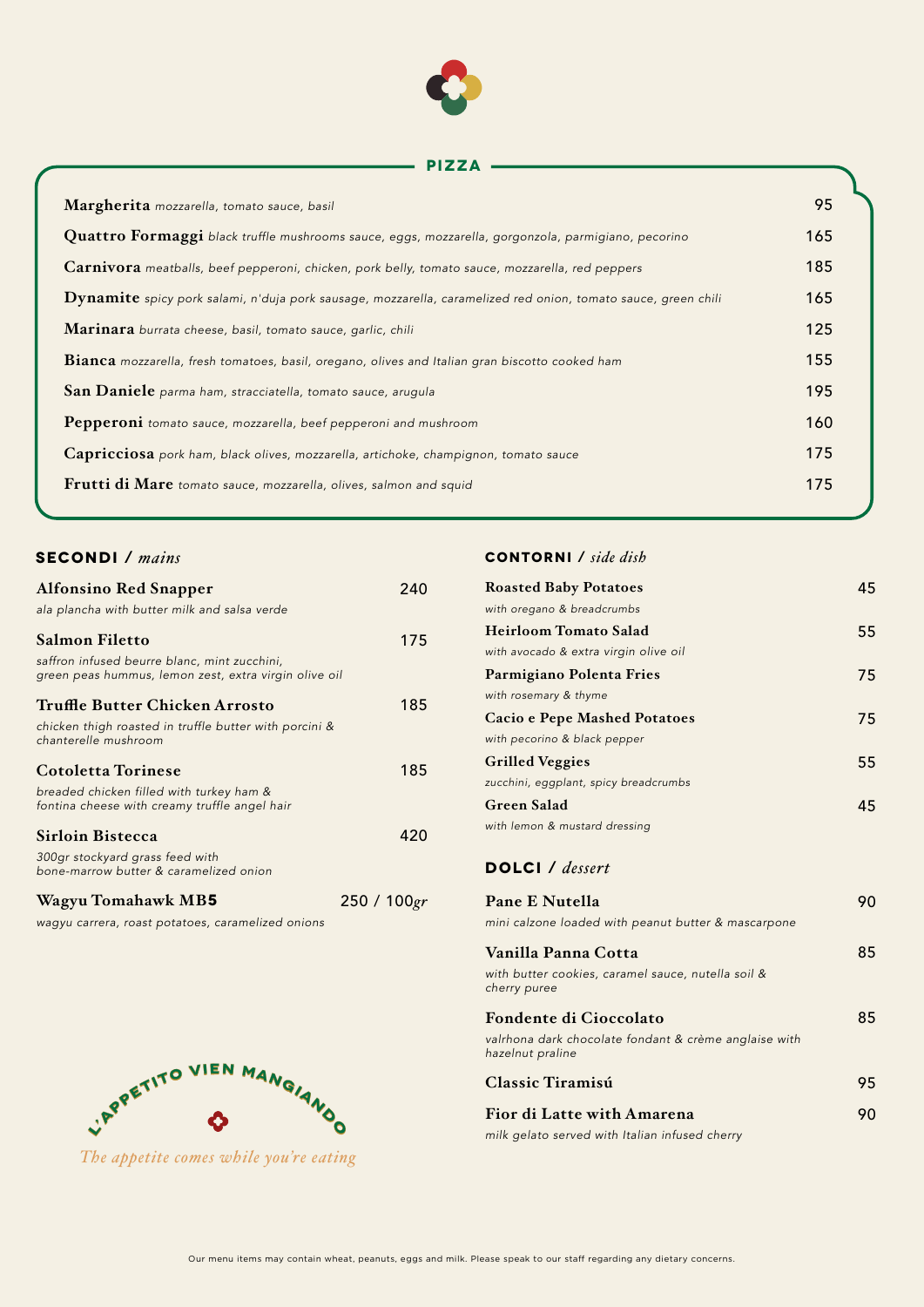## PIZZA

**Margherita** *mozzarella, tomato sauce, basil* — 95

**Quattro Formaggi** *black truffle mushrooms sauce, eggs, mozzarella, gorgonzola, parmigiano, pecorino* — 165

**Carnivora** *meatballs, beef pepperoni, chicken, pork belly, tomato sauce, mozzarella, red peppers* — 185

**Dynamite** *spicy pork salami, n'duja pork sausage, mozzarella, caramelized red onion, tomato sauce, green chili* — 165

**Marinara** *burrata cheese, basil, tomato sauce, garlic, chili* — 125

**Bianca** *mozzarella, fresh tomatoes, basil, oregano, olives and Italian gran biscotto cooked ham* — 155

**San Daniele** *parma ham, stracciatella, tomato sauce, arugula* — 195

**Pepperoni** *tomato sauce, mozzarella, beef pepperoni and mushroom* — 160

**Capricciosa** *pork ham, black olives, mozzarella, artichoke, champignon, tomato sauce* — 175

**Frutti di Mare** *tomato sauce, mozzarella, olives, salmon and squid* — 175

## SECONDI / *mains*

**Alfonsino Red Snapper** — 240
*ala plancha with butter milk and salsa verde*

**Salmon Filetto** — 175
*saffron infused beurre blanc, mint zucchini, green peas hummus, lemon zest, extra virgin olive oil*

**Truffle Butter Chicken Arrosto** — 185
*chicken thigh roasted in truffle butter with porcini & chanterelle mushroom*

**Cotoletta Torinese** — 185
*breaded chicken filled with turkey ham & fontina cheese with creamy truffle angel hair*

**Sirloin Bistecca** — 420
*300gr stockyard grass feed with bone-marrow butter & caramelized onion*

**Wagyu Tomahawk MB5** — 250 / 100*gr*
*wagyu carrera, roast potatoes, caramelized onions*

L'APPETITO VIEN MANGIANDO

*The appetite comes while you're eating*

## CONTORNI / *side dish*

**Roasted Baby Potatoes** — 45
*with oregano & breadcrumbs*

**Heirloom Tomato Salad** — 55
*with avocado & extra virgin olive oil*

**Parmigiano Polenta Fries** — 75
*with rosemary & thyme*

**Cacio e Pepe Mashed Potatoes** — 75
*with pecorino & black pepper*

**Grilled Veggies** — 55
*zucchini, eggplant, spicy breadcrumbs*

**Green Salad** — 45
*with lemon & mustard dressing*

## DOLCI / *dessert*

**Pane E Nutella** — 90
*mini calzone loaded with peanut butter & mascarpone*

**Vanilla Panna Cotta** — 85
*with butter cookies, caramel sauce, nutella soil & cherry puree*

**Fondente di Cioccolato** — 85
*valrhona dark chocolate fondant & crème anglaise with hazelnut praline*

**Classic Tiramisú** — 95

**Fior di Latte with Amarena** — 90
*milk gelato served with Italian infused cherry*

Our menu items may contain wheat, peanuts, eggs and milk. Please speak to our staff regarding any dietary concerns.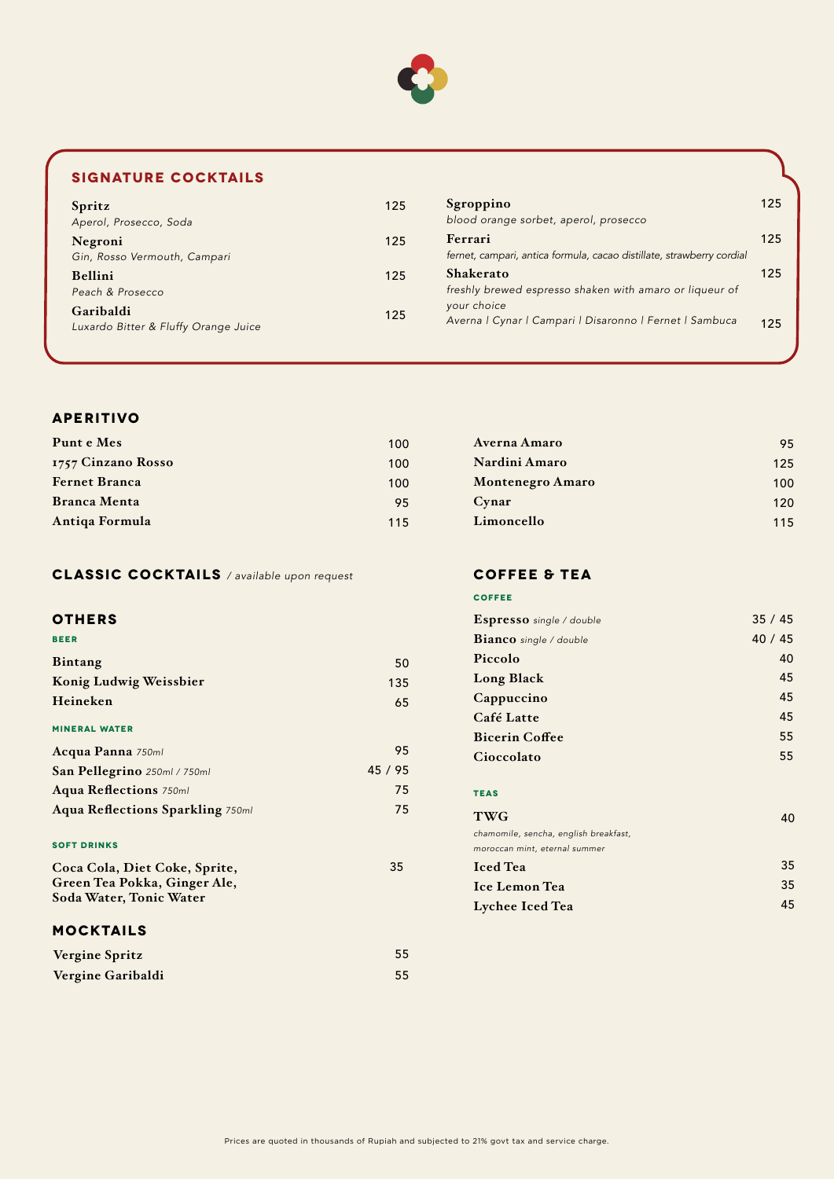## SIGNATURE COCKTAILS

| Item | Price |
|---|---|
| **Spritz**<br>*Aperol, Prosecco, Soda* | 125 |
| **Negroni**<br>*Gin, Rosso Vermouth, Campari* | 125 |
| **Bellini**<br>*Peach & Prosecco* | 125 |
| **Garibaldi**<br>*Luxardo Bitter & Fluffy Orange Juice* | 125 |
| **Sgroppino**<br>*blood orange sorbet, aperol, prosecco* | 125 |
| **Ferrari**<br>*fernet, campari, antica formula, cacao distillate, strawberry cordial* | 125 |
| **Shakerato**<br>*freshly brewed espresso shaken with amaro or liqueur of your choice*<br>*Averna \| Cynar \| Campari \| Disaronno \| Fernet \| Sambuca* | 125 |

## APERITIVO

| Item | Price |
|---|---|
| **Punt e Mes** | 100 |
| **1757 Cinzano Rosso** | 100 |
| **Fernet Branca** | 100 |
| **Branca Menta** | 95 |
| **Antiqa Formula** | 115 |
| **Averna Amaro** | 95 |
| **Nardini Amaro** | 125 |
| **Montenegro Amaro** | 100 |
| **Cynar** | 120 |
| **Limoncello** | 115 |

## CLASSIC COCKTAILS */ available upon request*

## OTHERS

### BEER

| Item | Price |
|---|---|
| **Bintang** | 50 |
| **Konig Ludwig Weissbier** | 135 |
| **Heineken** | 65 |

### MINERAL WATER

| Item | Price |
|---|---|
| **Acqua Panna** *750ml* | 95 |
| **San Pellegrino** *250ml / 750ml* | 45 / 95 |
| **Aqua Reflections** *750ml* | 75 |
| **Aqua Reflections Sparkling** *750ml* | 75 |

### SOFT DRINKS

| Item | Price |
|---|---|
| **Coca Cola, Diet Coke, Sprite, Green Tea Pokka, Ginger Ale, Soda Water, Tonic Water** | 35 |

## MOCKTAILS

| Item | Price |
|---|---|
| **Vergine Spritz** | 55 |
| **Vergine Garibaldi** | 55 |

## COFFEE & TEA

### COFFEE

| Item | Price |
|---|---|
| **Espresso** *single / double* | 35 / 45 |
| **Bianco** *single / double* | 40 / 45 |
| **Piccolo** | 40 |
| **Long Black** | 45 |
| **Cappuccino** | 45 |
| **Café Latte** | 45 |
| **Bicerin Coffee** | 55 |
| **Cioccolato** | 55 |

### TEAS

| Item | Price |
|---|---|
| **TWG**<br>*chamomile, sencha, english breakfast, moroccan mint, eternal summer* | 40 |
| **Iced Tea** | 35 |
| **Ice Lemon Tea** | 35 |
| **Lychee Iced Tea** | 45 |

Prices are quoted in thousands of Rupiah and subjected to 21% govt tax and service charge.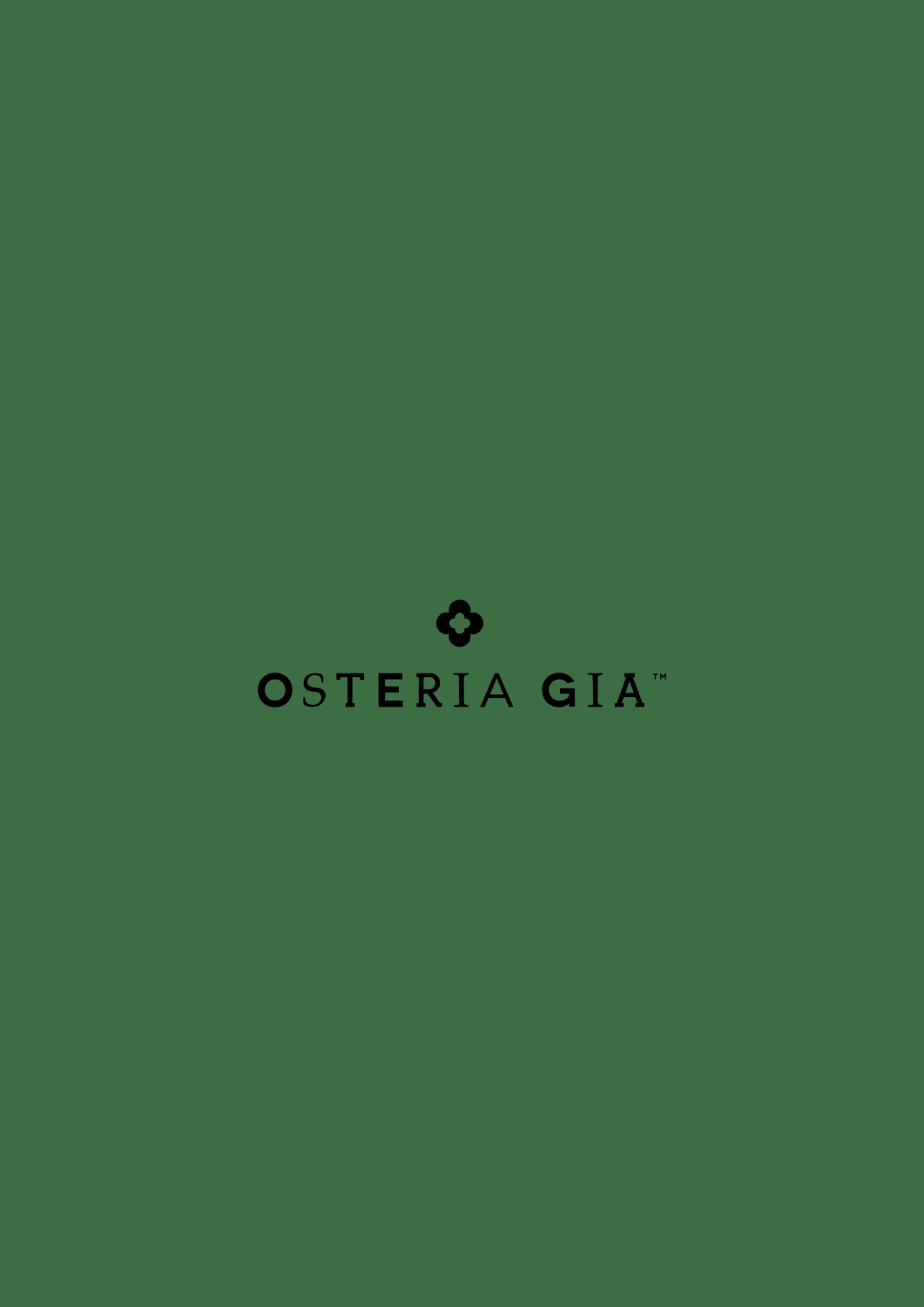OSTERIA GIA™